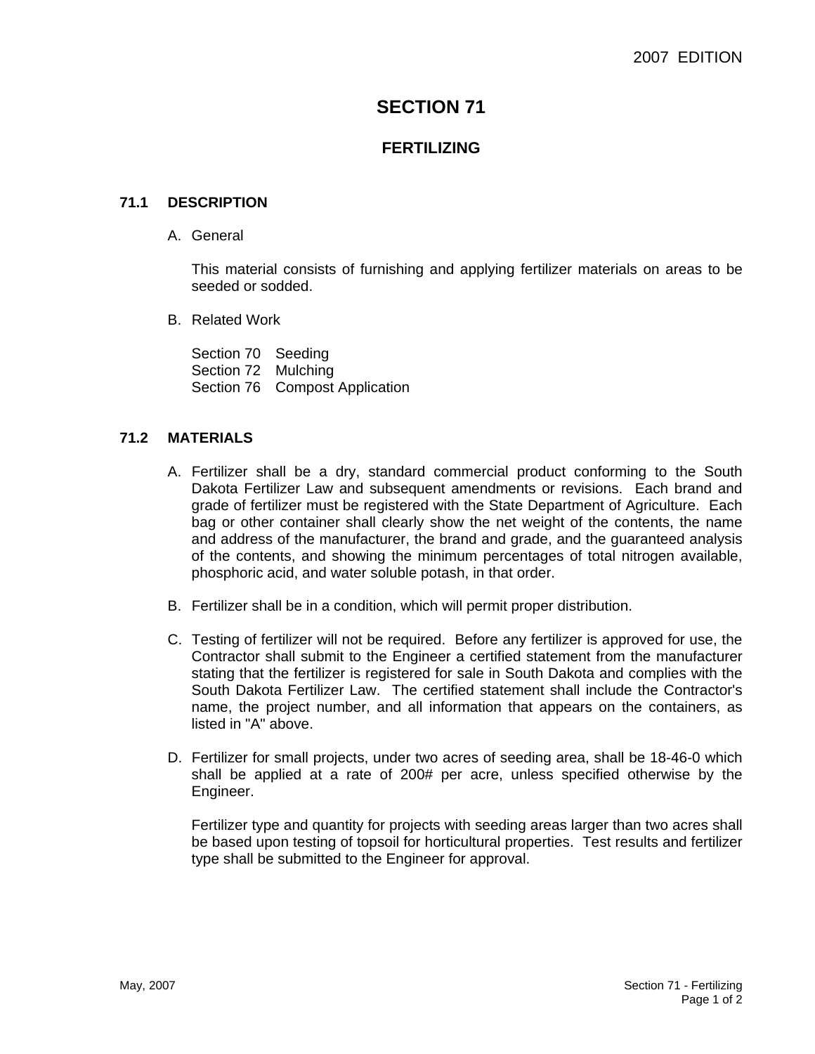# SECTION 71

## FERTILIZING

### 71.1 DESCRIPTION

A. General

This material consists of furnishing and applying fertilizer materials on areas to be seeded or sodded.

B. Related Work

Section 70 Seeding
Section 72 Mulching
Section 76 Compost Application

### 71.2 MATERIALS

A. Fertilizer shall be a dry, standard commercial product conforming to the South Dakota Fertilizer Law and subsequent amendments or revisions. Each brand and grade of fertilizer must be registered with the State Department of Agriculture. Each bag or other container shall clearly show the net weight of the contents, the name and address of the manufacturer, the brand and grade, and the guaranteed analysis of the contents, and showing the minimum percentages of total nitrogen available, phosphoric acid, and water soluble potash, in that order.

B. Fertilizer shall be in a condition, which will permit proper distribution.

C. Testing of fertilizer will not be required. Before any fertilizer is approved for use, the Contractor shall submit to the Engineer a certified statement from the manufacturer stating that the fertilizer is registered for sale in South Dakota and complies with the South Dakota Fertilizer Law. The certified statement shall include the Contractor's name, the project number, and all information that appears on the containers, as listed in "A" above.

D. Fertilizer for small projects, under two acres of seeding area, shall be 18-46-0 which shall be applied at a rate of 200# per acre, unless specified otherwise by the Engineer.

Fertilizer type and quantity for projects with seeding areas larger than two acres shall be based upon testing of topsoil for horticultural properties. Test results and fertilizer type shall be submitted to the Engineer for approval.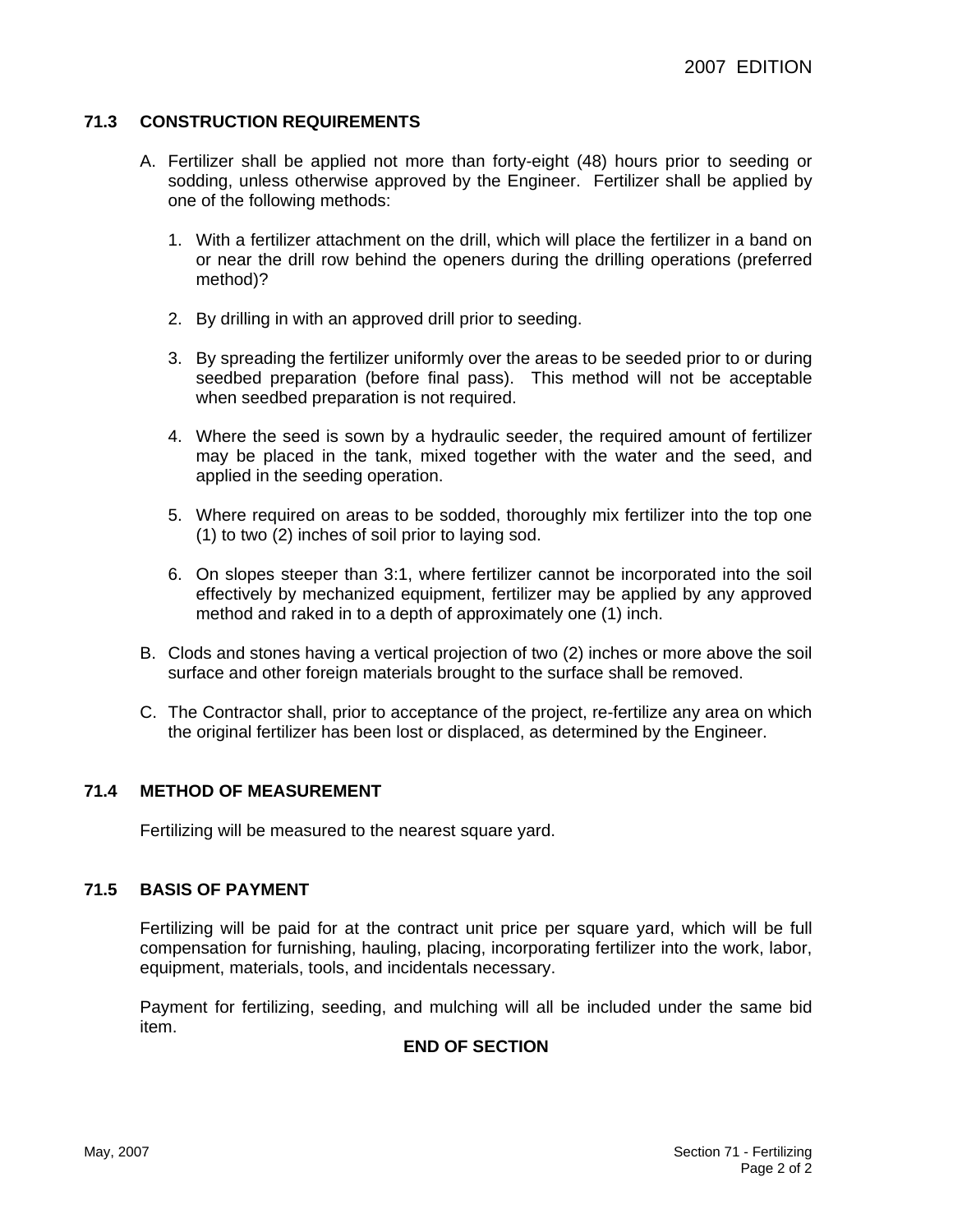## 71.3 CONSTRUCTION REQUIREMENTS

A. Fertilizer shall be applied not more than forty-eight (48) hours prior to seeding or sodding, unless otherwise approved by the Engineer. Fertilizer shall be applied by one of the following methods:

   1. With a fertilizer attachment on the drill, which will place the fertilizer in a band on or near the drill row behind the openers during the drilling operations (preferred method)?

   2. By drilling in with an approved drill prior to seeding.

   3. By spreading the fertilizer uniformly over the areas to be seeded prior to or during seedbed preparation (before final pass). This method will not be acceptable when seedbed preparation is not required.

   4. Where the seed is sown by a hydraulic seeder, the required amount of fertilizer may be placed in the tank, mixed together with the water and the seed, and applied in the seeding operation.

   5. Where required on areas to be sodded, thoroughly mix fertilizer into the top one (1) to two (2) inches of soil prior to laying sod.

   6. On slopes steeper than 3:1, where fertilizer cannot be incorporated into the soil effectively by mechanized equipment, fertilizer may be applied by any approved method and raked in to a depth of approximately one (1) inch.

B. Clods and stones having a vertical projection of two (2) inches or more above the soil surface and other foreign materials brought to the surface shall be removed.

C. The Contractor shall, prior to acceptance of the project, re-fertilize any area on which the original fertilizer has been lost or displaced, as determined by the Engineer.

## 71.4 METHOD OF MEASUREMENT

Fertilizing will be measured to the nearest square yard.

## 71.5 BASIS OF PAYMENT

Fertilizing will be paid for at the contract unit price per square yard, which will be full compensation for furnishing, hauling, placing, incorporating fertilizer into the work, labor, equipment, materials, tools, and incidentals necessary.

Payment for fertilizing, seeding, and mulching will all be included under the same bid item.

**END OF SECTION**